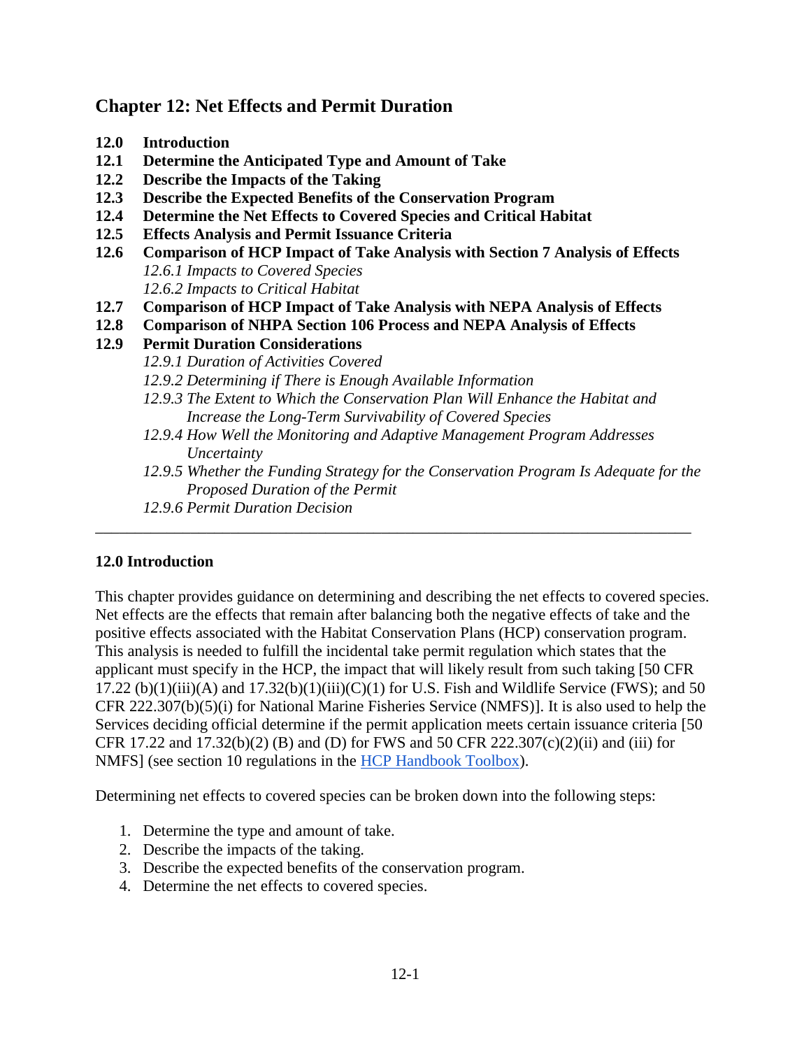# Chapter 12: Net Effects and Permit Duration

**12.0 Introduction**
**12.1 Determine the Anticipated Type and Amount of Take**
**12.2 Describe the Impacts of the Taking**
**12.3 Describe the Expected Benefits of the Conservation Program**
**12.4 Determine the Net Effects to Covered Species and Critical Habitat**
**12.5 Effects Analysis and Permit Issuance Criteria**
**12.6 Comparison of HCP Impact of Take Analysis with Section 7 Analysis of Effects**
*12.6.1 Impacts to Covered Species*
*12.6.2 Impacts to Critical Habitat*
**12.7 Comparison of HCP Impact of Take Analysis with NEPA Analysis of Effects**
**12.8 Comparison of NHPA Section 106 Process and NEPA Analysis of Effects**
**12.9 Permit Duration Considerations**
*12.9.1 Duration of Activities Covered*
*12.9.2 Determining if There is Enough Available Information*
*12.9.3 The Extent to Which the Conservation Plan Will Enhance the Habitat and Increase the Long-Term Survivability of Covered Species*
*12.9.4 How Well the Monitoring and Adaptive Management Program Addresses Uncertainty*
*12.9.5 Whether the Funding Strategy for the Conservation Program Is Adequate for the Proposed Duration of the Permit*
*12.9.6 Permit Duration Decision*

---

## 12.0 Introduction

This chapter provides guidance on determining and describing the net effects to covered species. Net effects are the effects that remain after balancing both the negative effects of take and the positive effects associated with the Habitat Conservation Plans (HCP) conservation program. This analysis is needed to fulfill the incidental take permit regulation which states that the applicant must specify in the HCP, the impact that will likely result from such taking [50 CFR 17.22 (b)(1)(iii)(A) and 17.32(b)(1)(iii)(C)(1) for U.S. Fish and Wildlife Service (FWS); and 50 CFR 222.307(b)(5)(i) for National Marine Fisheries Service (NMFS)]. It is also used to help the Services deciding official determine if the permit application meets certain issuance criteria [50 CFR 17.22 and 17.32(b)(2) (B) and (D) for FWS and 50 CFR 222.307(c)(2)(ii) and (iii) for NMFS] (see section 10 regulations in the [HCP Handbook Toolbox](HCP Handbook Toolbox)).

Determining net effects to covered species can be broken down into the following steps:

1. Determine the type and amount of take.
2. Describe the impacts of the taking.
3. Describe the expected benefits of the conservation program.
4. Determine the net effects to covered species.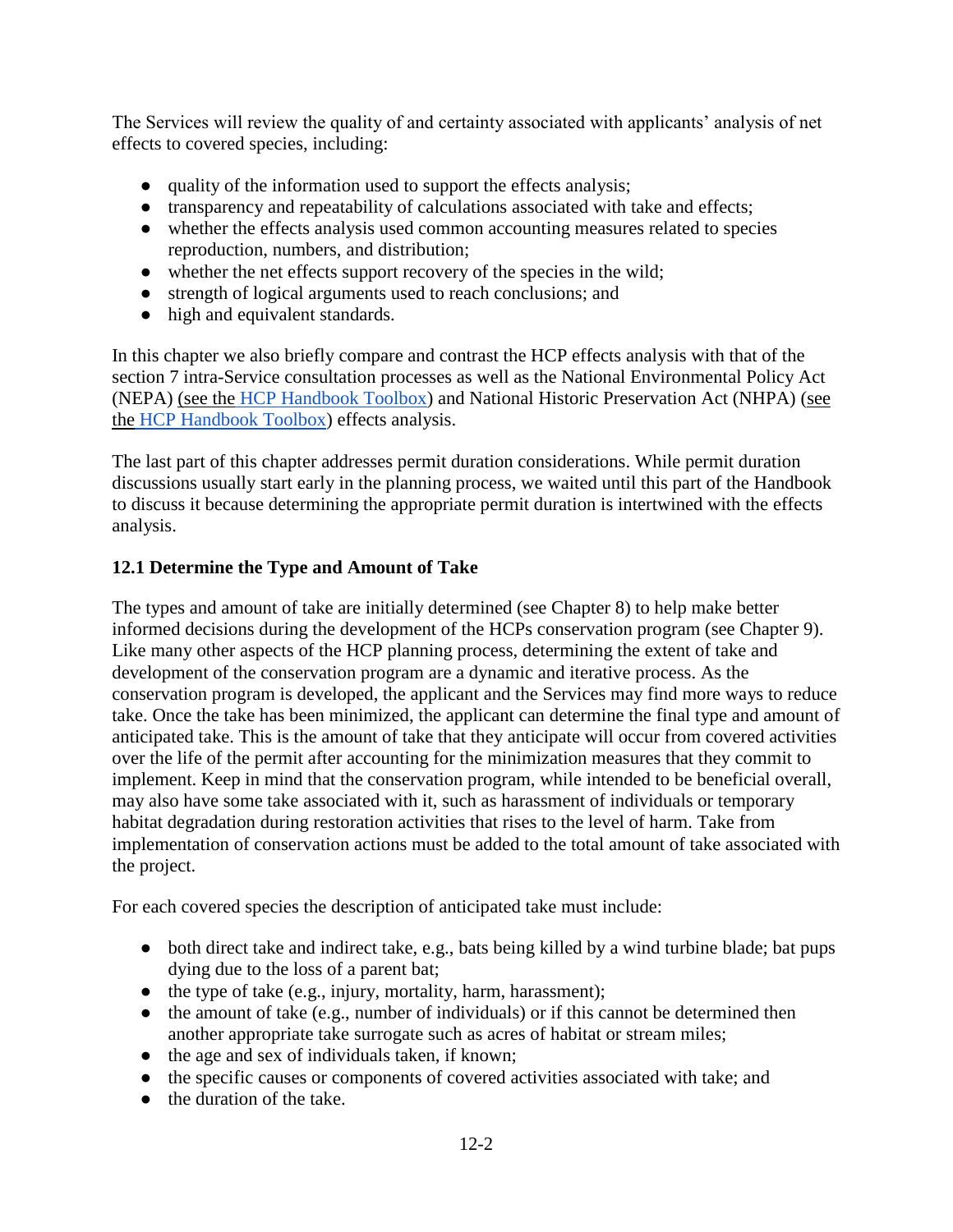The Services will review the quality of and certainty associated with applicants' analysis of net effects to covered species, including:

- quality of the information used to support the effects analysis;
- transparency and repeatability of calculations associated with take and effects;
- whether the effects analysis used common accounting measures related to species reproduction, numbers, and distribution;
- whether the net effects support recovery of the species in the wild;
- strength of logical arguments used to reach conclusions; and
- high and equivalent standards.

In this chapter we also briefly compare and contrast the HCP effects analysis with that of the section 7 intra-Service consultation processes as well as the National Environmental Policy Act (NEPA) (see the HCP Handbook Toolbox) and National Historic Preservation Act (NHPA) (see the HCP Handbook Toolbox) effects analysis.

The last part of this chapter addresses permit duration considerations. While permit duration discussions usually start early in the planning process, we waited until this part of the Handbook to discuss it because determining the appropriate permit duration is intertwined with the effects analysis.

### 12.1 Determine the Type and Amount of Take

The types and amount of take are initially determined (see Chapter 8) to help make better informed decisions during the development of the HCPs conservation program (see Chapter 9). Like many other aspects of the HCP planning process, determining the extent of take and development of the conservation program are a dynamic and iterative process. As the conservation program is developed, the applicant and the Services may find more ways to reduce take. Once the take has been minimized, the applicant can determine the final type and amount of anticipated take. This is the amount of take that they anticipate will occur from covered activities over the life of the permit after accounting for the minimization measures that they commit to implement. Keep in mind that the conservation program, while intended to be beneficial overall, may also have some take associated with it, such as harassment of individuals or temporary habitat degradation during restoration activities that rises to the level of harm. Take from implementation of conservation actions must be added to the total amount of take associated with the project.

For each covered species the description of anticipated take must include:

- both direct take and indirect take, e.g., bats being killed by a wind turbine blade; bat pups dying due to the loss of a parent bat;
- the type of take (e.g., injury, mortality, harm, harassment);
- the amount of take (e.g., number of individuals) or if this cannot be determined then another appropriate take surrogate such as acres of habitat or stream miles;
- the age and sex of individuals taken, if known;
- the specific causes or components of covered activities associated with take; and
- the duration of the take.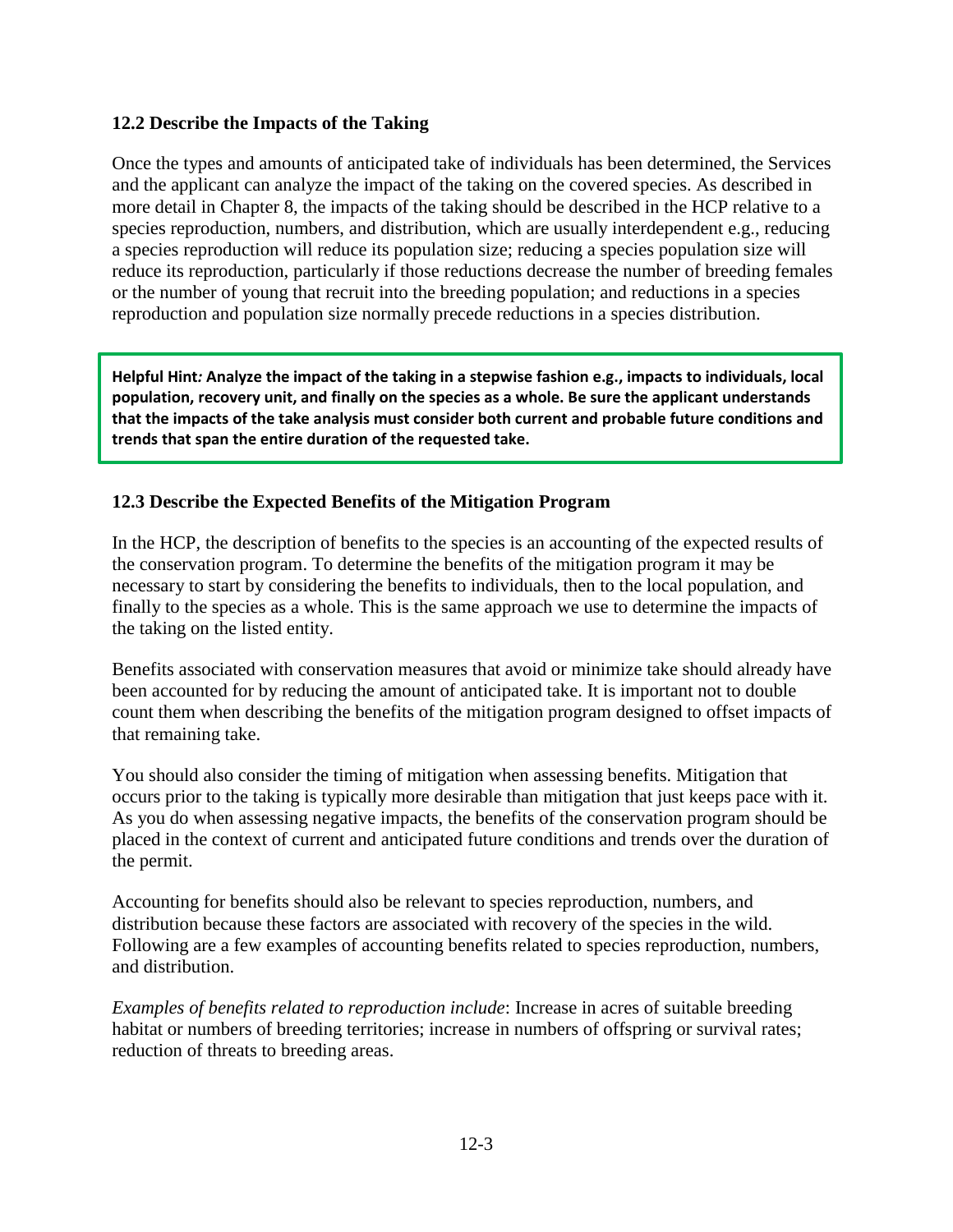### 12.2 Describe the Impacts of the Taking

Once the types and amounts of anticipated take of individuals has been determined, the Services and the applicant can analyze the impact of the taking on the covered species. As described in more detail in Chapter 8, the impacts of the taking should be described in the HCP relative to a species reproduction, numbers, and distribution, which are usually interdependent e.g., reducing a species reproduction will reduce its population size; reducing a species population size will reduce its reproduction, particularly if those reductions decrease the number of breeding females or the number of young that recruit into the breeding population; and reductions in a species reproduction and population size normally precede reductions in a species distribution.

> **Helpful Hint*:* Analyze the impact of the taking in a stepwise fashion e.g., impacts to individuals, local population, recovery unit, and finally on the species as a whole. Be sure the applicant understands that the impacts of the take analysis must consider both current and probable future conditions and trends that span the entire duration of the requested take.**

### 12.3 Describe the Expected Benefits of the Mitigation Program

In the HCP, the description of benefits to the species is an accounting of the expected results of the conservation program. To determine the benefits of the mitigation program it may be necessary to start by considering the benefits to individuals, then to the local population, and finally to the species as a whole. This is the same approach we use to determine the impacts of the taking on the listed entity.

Benefits associated with conservation measures that avoid or minimize take should already have been accounted for by reducing the amount of anticipated take. It is important not to double count them when describing the benefits of the mitigation program designed to offset impacts of that remaining take.

You should also consider the timing of mitigation when assessing benefits. Mitigation that occurs prior to the taking is typically more desirable than mitigation that just keeps pace with it. As you do when assessing negative impacts, the benefits of the conservation program should be placed in the context of current and anticipated future conditions and trends over the duration of the permit.

Accounting for benefits should also be relevant to species reproduction, numbers, and distribution because these factors are associated with recovery of the species in the wild. Following are a few examples of accounting benefits related to species reproduction, numbers, and distribution.

*Examples of benefits related to reproduction include*: Increase in acres of suitable breeding habitat or numbers of breeding territories; increase in numbers of offspring or survival rates; reduction of threats to breeding areas.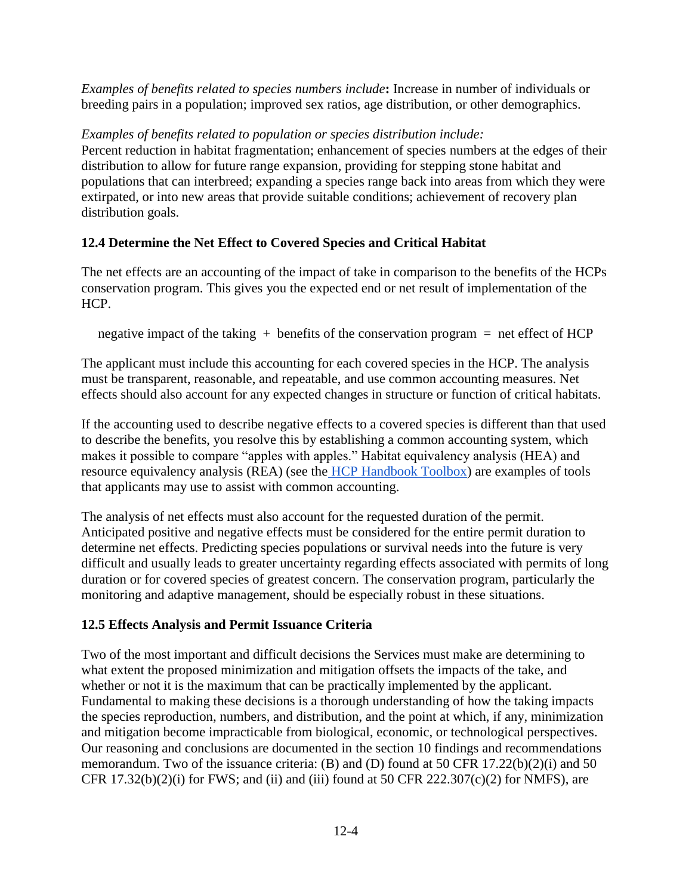*Examples of benefits related to species numbers include***:** Increase in number of individuals or breeding pairs in a population; improved sex ratios, age distribution, or other demographics.

*Examples of benefits related to population or species distribution include:*
Percent reduction in habitat fragmentation; enhancement of species numbers at the edges of their distribution to allow for future range expansion, providing for stepping stone habitat and populations that can interbreed; expanding a species range back into areas from which they were extirpated, or into new areas that provide suitable conditions; achievement of recovery plan distribution goals.

### 12.4 Determine the Net Effect to Covered Species and Critical Habitat

The net effects are an accounting of the impact of take in comparison to the benefits of the HCPs conservation program. This gives you the expected end or net result of implementation of the HCP.

negative impact of the taking + benefits of the conservation program = net effect of HCP

The applicant must include this accounting for each covered species in the HCP. The analysis must be transparent, reasonable, and repeatable, and use common accounting measures. Net effects should also account for any expected changes in structure or function of critical habitats.

If the accounting used to describe negative effects to a covered species is different than that used to describe the benefits, you resolve this by establishing a common accounting system, which makes it possible to compare "apples with apples." Habitat equivalency analysis (HEA) and resource equivalency analysis (REA) (see the HCP Handbook Toolbox) are examples of tools that applicants may use to assist with common accounting.

The analysis of net effects must also account for the requested duration of the permit. Anticipated positive and negative effects must be considered for the entire permit duration to determine net effects. Predicting species populations or survival needs into the future is very difficult and usually leads to greater uncertainty regarding effects associated with permits of long duration or for covered species of greatest concern. The conservation program, particularly the monitoring and adaptive management, should be especially robust in these situations.

### 12.5 Effects Analysis and Permit Issuance Criteria

Two of the most important and difficult decisions the Services must make are determining to what extent the proposed minimization and mitigation offsets the impacts of the take, and whether or not it is the maximum that can be practically implemented by the applicant. Fundamental to making these decisions is a thorough understanding of how the taking impacts the species reproduction, numbers, and distribution, and the point at which, if any, minimization and mitigation become impracticable from biological, economic, or technological perspectives. Our reasoning and conclusions are documented in the section 10 findings and recommendations memorandum. Two of the issuance criteria: (B) and (D) found at 50 CFR 17.22(b)(2)(i) and 50 CFR 17.32(b)(2)(i) for FWS; and (ii) and (iii) found at 50 CFR 222.307(c)(2) for NMFS), are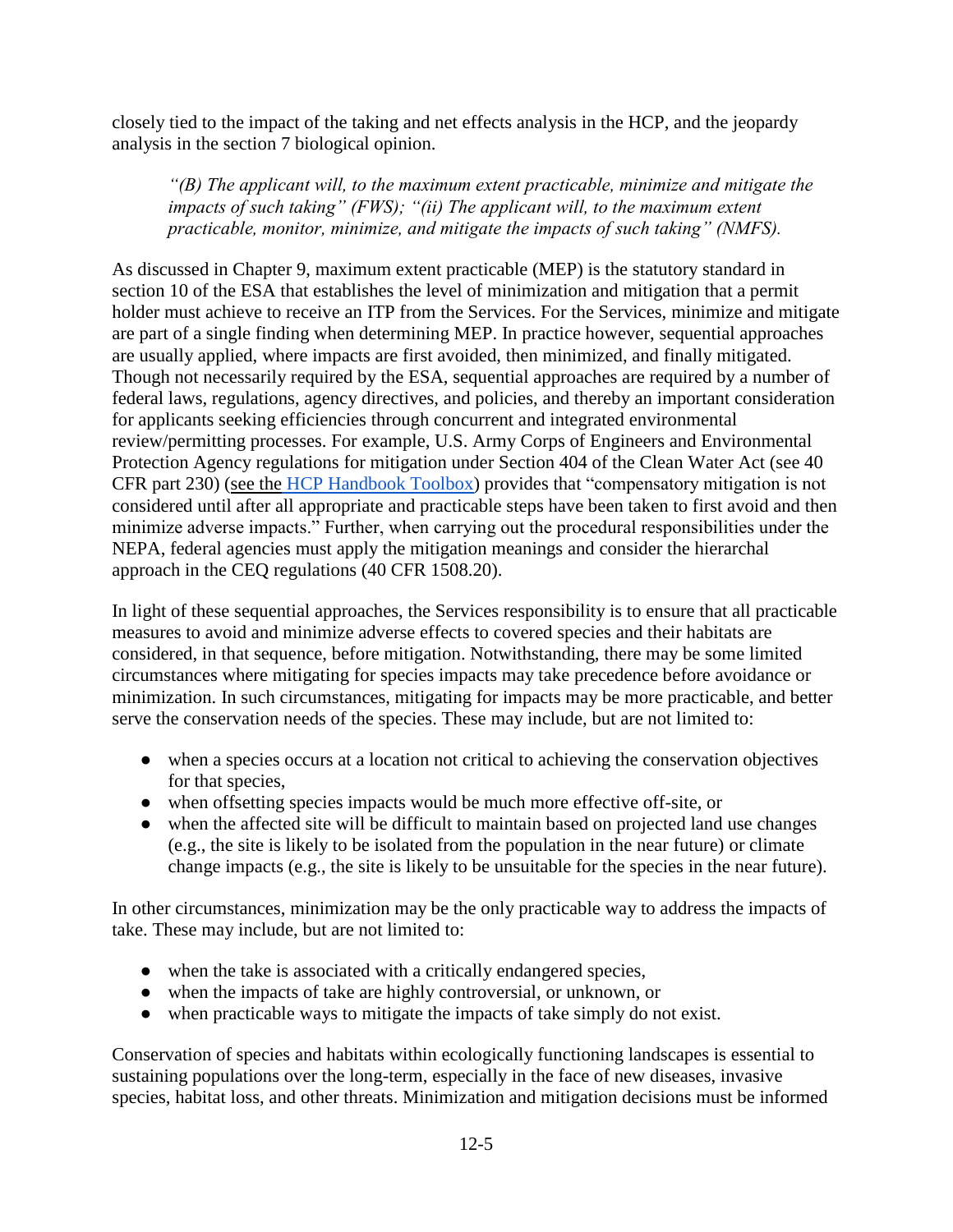closely tied to the impact of the taking and net effects analysis in the HCP, and the jeopardy analysis in the section 7 biological opinion.

> *"(B) The applicant will, to the maximum extent practicable, minimize and mitigate the impacts of such taking" (FWS); "(ii) The applicant will, to the maximum extent practicable, monitor, minimize, and mitigate the impacts of such taking" (NMFS).*

As discussed in Chapter 9, maximum extent practicable (MEP) is the statutory standard in section 10 of the ESA that establishes the level of minimization and mitigation that a permit holder must achieve to receive an ITP from the Services. For the Services, minimize and mitigate are part of a single finding when determining MEP. In practice however, sequential approaches are usually applied, where impacts are first avoided, then minimized, and finally mitigated. Though not necessarily required by the ESA, sequential approaches are required by a number of federal laws, regulations, agency directives, and policies, and thereby an important consideration for applicants seeking efficiencies through concurrent and integrated environmental review/permitting processes. For example, U.S. Army Corps of Engineers and Environmental Protection Agency regulations for mitigation under Section 404 of the Clean Water Act (see 40 CFR part 230) (see the HCP Handbook Toolbox) provides that "compensatory mitigation is not considered until after all appropriate and practicable steps have been taken to first avoid and then minimize adverse impacts." Further, when carrying out the procedural responsibilities under the NEPA, federal agencies must apply the mitigation meanings and consider the hierarchal approach in the CEQ regulations (40 CFR 1508.20).

In light of these sequential approaches, the Services responsibility is to ensure that all practicable measures to avoid and minimize adverse effects to covered species and their habitats are considered, in that sequence, before mitigation. Notwithstanding, there may be some limited circumstances where mitigating for species impacts may take precedence before avoidance or minimization. In such circumstances, mitigating for impacts may be more practicable, and better serve the conservation needs of the species. These may include, but are not limited to:

- when a species occurs at a location not critical to achieving the conservation objectives for that species,
- when offsetting species impacts would be much more effective off-site, or
- when the affected site will be difficult to maintain based on projected land use changes (e.g., the site is likely to be isolated from the population in the near future) or climate change impacts (e.g., the site is likely to be unsuitable for the species in the near future).

In other circumstances, minimization may be the only practicable way to address the impacts of take. These may include, but are not limited to:

- when the take is associated with a critically endangered species,
- when the impacts of take are highly controversial, or unknown, or
- when practicable ways to mitigate the impacts of take simply do not exist.

Conservation of species and habitats within ecologically functioning landscapes is essential to sustaining populations over the long-term, especially in the face of new diseases, invasive species, habitat loss, and other threats. Minimization and mitigation decisions must be informed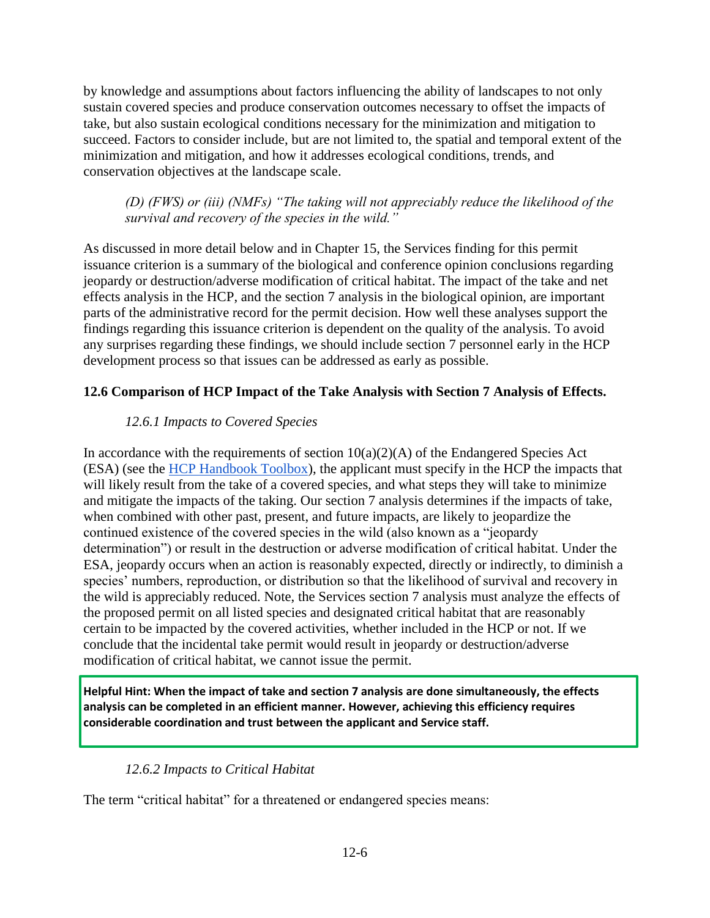by knowledge and assumptions about factors influencing the ability of landscapes to not only sustain covered species and produce conservation outcomes necessary to offset the impacts of take, but also sustain ecological conditions necessary for the minimization and mitigation to succeed. Factors to consider include, but are not limited to, the spatial and temporal extent of the minimization and mitigation, and how it addresses ecological conditions, trends, and conservation objectives at the landscape scale.

*(D) (FWS) or (iii) (NMFs) "The taking will not appreciably reduce the likelihood of the survival and recovery of the species in the wild."*

As discussed in more detail below and in Chapter 15, the Services finding for this permit issuance criterion is a summary of the biological and conference opinion conclusions regarding jeopardy or destruction/adverse modification of critical habitat. The impact of the take and net effects analysis in the HCP, and the section 7 analysis in the biological opinion, are important parts of the administrative record for the permit decision. How well these analyses support the findings regarding this issuance criterion is dependent on the quality of the analysis. To avoid any surprises regarding these findings, we should include section 7 personnel early in the HCP development process so that issues can be addressed as early as possible.

## 12.6 Comparison of HCP Impact of the Take Analysis with Section 7 Analysis of Effects.

### *12.6.1 Impacts to Covered Species*

In accordance with the requirements of section 10(a)(2)(A) of the Endangered Species Act (ESA) (see the HCP Handbook Toolbox), the applicant must specify in the HCP the impacts that will likely result from the take of a covered species, and what steps they will take to minimize and mitigate the impacts of the taking. Our section 7 analysis determines if the impacts of take, when combined with other past, present, and future impacts, are likely to jeopardize the continued existence of the covered species in the wild (also known as a "jeopardy determination") or result in the destruction or adverse modification of critical habitat. Under the ESA, jeopardy occurs when an action is reasonably expected, directly or indirectly, to diminish a species' numbers, reproduction, or distribution so that the likelihood of survival and recovery in the wild is appreciably reduced. Note, the Services section 7 analysis must analyze the effects of the proposed permit on all listed species and designated critical habitat that are reasonably certain to be impacted by the covered activities, whether included in the HCP or not. If we conclude that the incidental take permit would result in jeopardy or destruction/adverse modification of critical habitat, we cannot issue the permit.

**Helpful Hint: When the impact of take and section 7 analysis are done simultaneously, the effects analysis can be completed in an efficient manner. However, achieving this efficiency requires considerable coordination and trust between the applicant and Service staff.**

### *12.6.2 Impacts to Critical Habitat*

The term "critical habitat" for a threatened or endangered species means: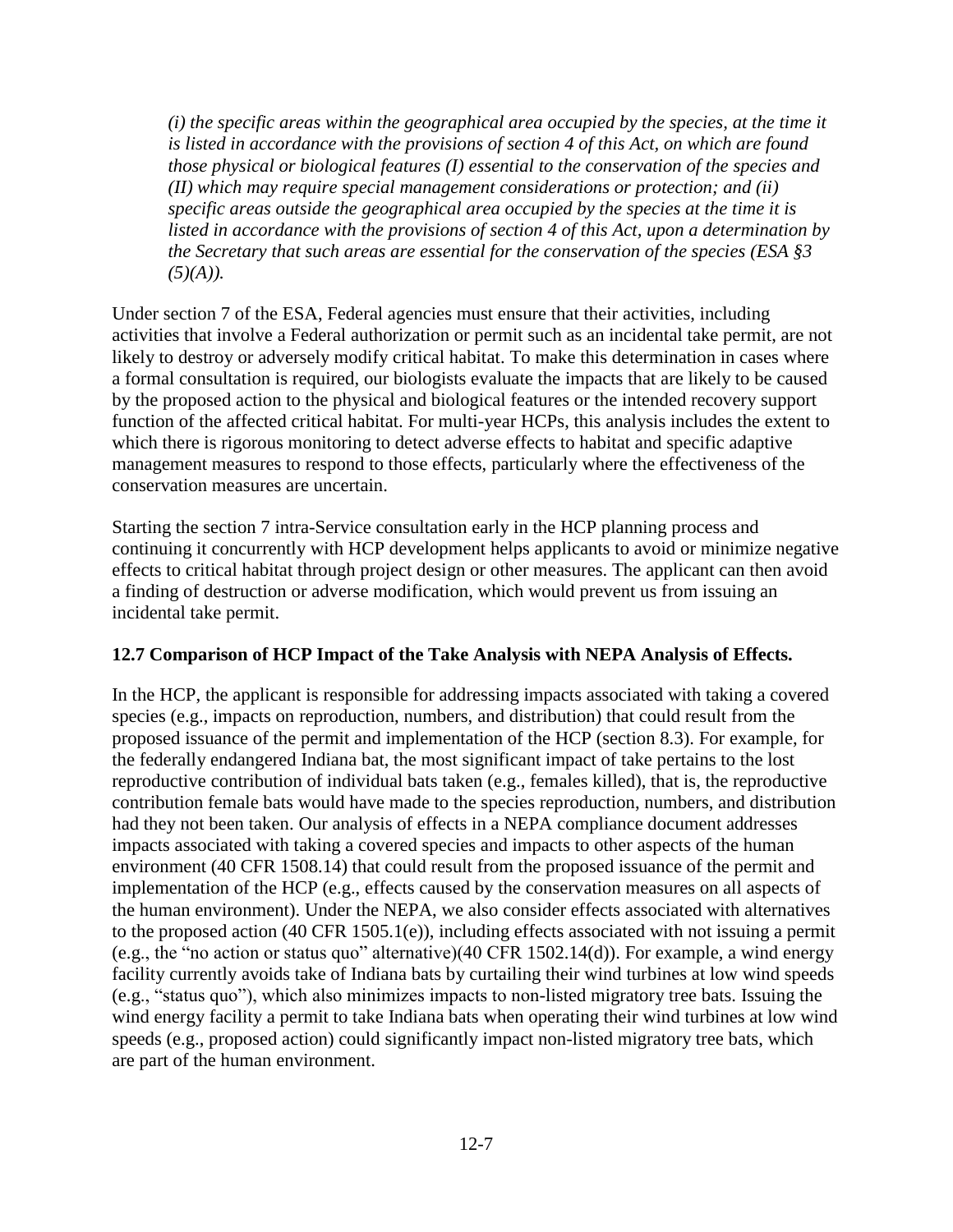*(i) the specific areas within the geographical area occupied by the species, at the time it is listed in accordance with the provisions of section 4 of this Act, on which are found those physical or biological features (I) essential to the conservation of the species and (II) which may require special management considerations or protection; and (ii) specific areas outside the geographical area occupied by the species at the time it is listed in accordance with the provisions of section 4 of this Act, upon a determination by the Secretary that such areas are essential for the conservation of the species (ESA §3 (5)(A)).*

Under section 7 of the ESA, Federal agencies must ensure that their activities, including activities that involve a Federal authorization or permit such as an incidental take permit, are not likely to destroy or adversely modify critical habitat. To make this determination in cases where a formal consultation is required, our biologists evaluate the impacts that are likely to be caused by the proposed action to the physical and biological features or the intended recovery support function of the affected critical habitat. For multi-year HCPs, this analysis includes the extent to which there is rigorous monitoring to detect adverse effects to habitat and specific adaptive management measures to respond to those effects, particularly where the effectiveness of the conservation measures are uncertain.

Starting the section 7 intra-Service consultation early in the HCP planning process and continuing it concurrently with HCP development helps applicants to avoid or minimize negative effects to critical habitat through project design or other measures. The applicant can then avoid a finding of destruction or adverse modification, which would prevent us from issuing an incidental take permit.

### 12.7 Comparison of HCP Impact of the Take Analysis with NEPA Analysis of Effects.

In the HCP, the applicant is responsible for addressing impacts associated with taking a covered species (e.g., impacts on reproduction, numbers, and distribution) that could result from the proposed issuance of the permit and implementation of the HCP (section 8.3). For example, for the federally endangered Indiana bat, the most significant impact of take pertains to the lost reproductive contribution of individual bats taken (e.g., females killed), that is, the reproductive contribution female bats would have made to the species reproduction, numbers, and distribution had they not been taken. Our analysis of effects in a NEPA compliance document addresses impacts associated with taking a covered species and impacts to other aspects of the human environment (40 CFR 1508.14) that could result from the proposed issuance of the permit and implementation of the HCP (e.g., effects caused by the conservation measures on all aspects of the human environment). Under the NEPA, we also consider effects associated with alternatives to the proposed action (40 CFR 1505.1(e)), including effects associated with not issuing a permit (e.g., the "no action or status quo" alternative)(40 CFR 1502.14(d)). For example, a wind energy facility currently avoids take of Indiana bats by curtailing their wind turbines at low wind speeds (e.g., "status quo"), which also minimizes impacts to non-listed migratory tree bats. Issuing the wind energy facility a permit to take Indiana bats when operating their wind turbines at low wind speeds (e.g., proposed action) could significantly impact non-listed migratory tree bats, which are part of the human environment.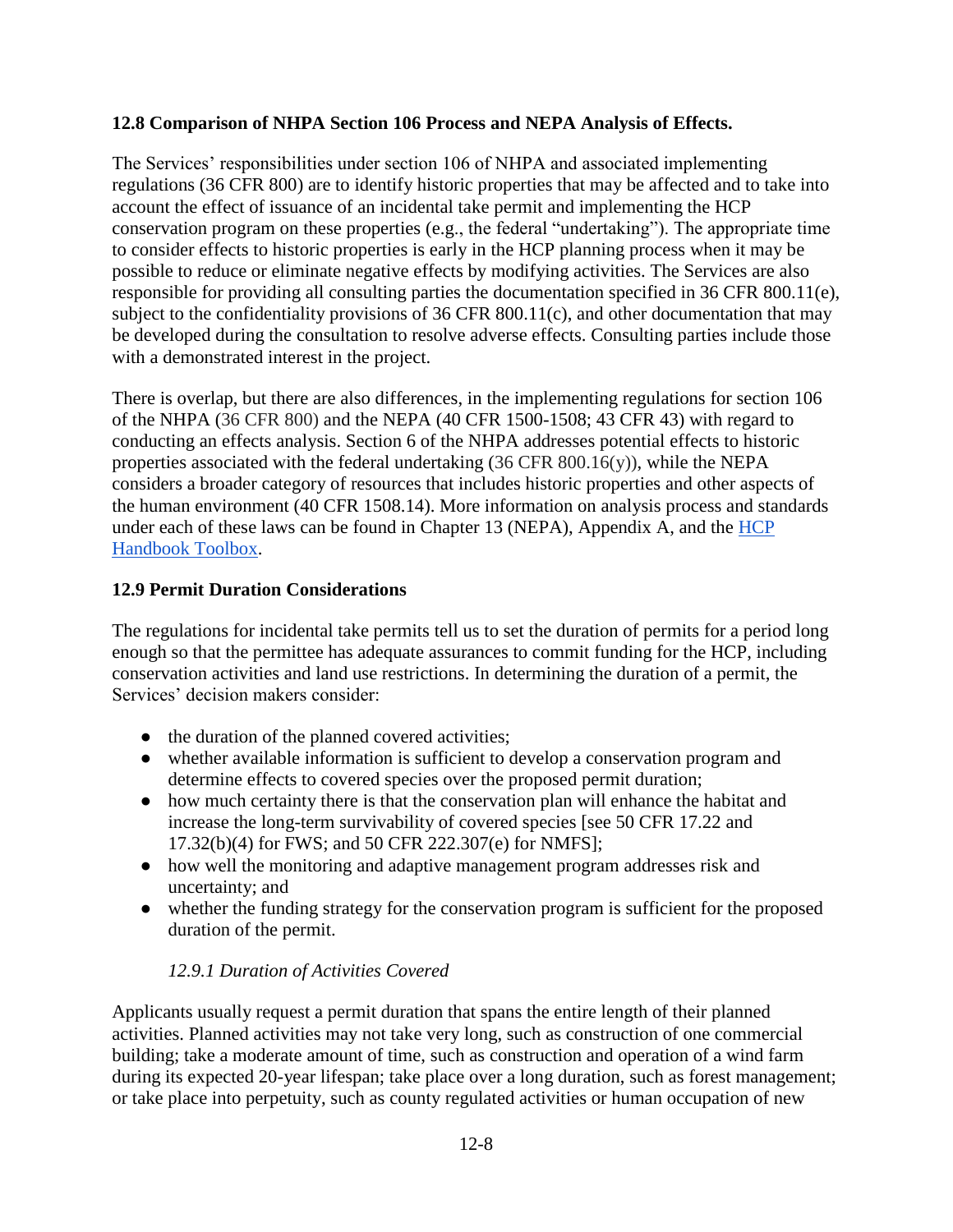### 12.8 Comparison of NHPA Section 106 Process and NEPA Analysis of Effects.

The Services' responsibilities under section 106 of NHPA and associated implementing regulations (36 CFR 800) are to identify historic properties that may be affected and to take into account the effect of issuance of an incidental take permit and implementing the HCP conservation program on these properties (e.g., the federal "undertaking"). The appropriate time to consider effects to historic properties is early in the HCP planning process when it may be possible to reduce or eliminate negative effects by modifying activities. The Services are also responsible for providing all consulting parties the documentation specified in 36 CFR 800.11(e), subject to the confidentiality provisions of 36 CFR 800.11(c), and other documentation that may be developed during the consultation to resolve adverse effects. Consulting parties include those with a demonstrated interest in the project.

There is overlap, but there are also differences, in the implementing regulations for section 106 of the NHPA (36 CFR 800) and the NEPA (40 CFR 1500-1508; 43 CFR 43) with regard to conducting an effects analysis. Section 6 of the NHPA addresses potential effects to historic properties associated with the federal undertaking (36 CFR 800.16(y)), while the NEPA considers a broader category of resources that includes historic properties and other aspects of the human environment (40 CFR 1508.14). More information on analysis process and standards under each of these laws can be found in Chapter 13 (NEPA), Appendix A, and the [HCP Handbook Toolbox](#).

### 12.9 Permit Duration Considerations

The regulations for incidental take permits tell us to set the duration of permits for a period long enough so that the permittee has adequate assurances to commit funding for the HCP, including conservation activities and land use restrictions. In determining the duration of a permit, the Services' decision makers consider:

- the duration of the planned covered activities;
- whether available information is sufficient to develop a conservation program and determine effects to covered species over the proposed permit duration;
- how much certainty there is that the conservation plan will enhance the habitat and increase the long-term survivability of covered species [see 50 CFR 17.22 and 17.32(b)(4) for FWS; and 50 CFR 222.307(e) for NMFS];
- how well the monitoring and adaptive management program addresses risk and uncertainty; and
- whether the funding strategy for the conservation program is sufficient for the proposed duration of the permit.

#### *12.9.1 Duration of Activities Covered*

Applicants usually request a permit duration that spans the entire length of their planned activities. Planned activities may not take very long, such as construction of one commercial building; take a moderate amount of time, such as construction and operation of a wind farm during its expected 20-year lifespan; take place over a long duration, such as forest management; or take place into perpetuity, such as county regulated activities or human occupation of new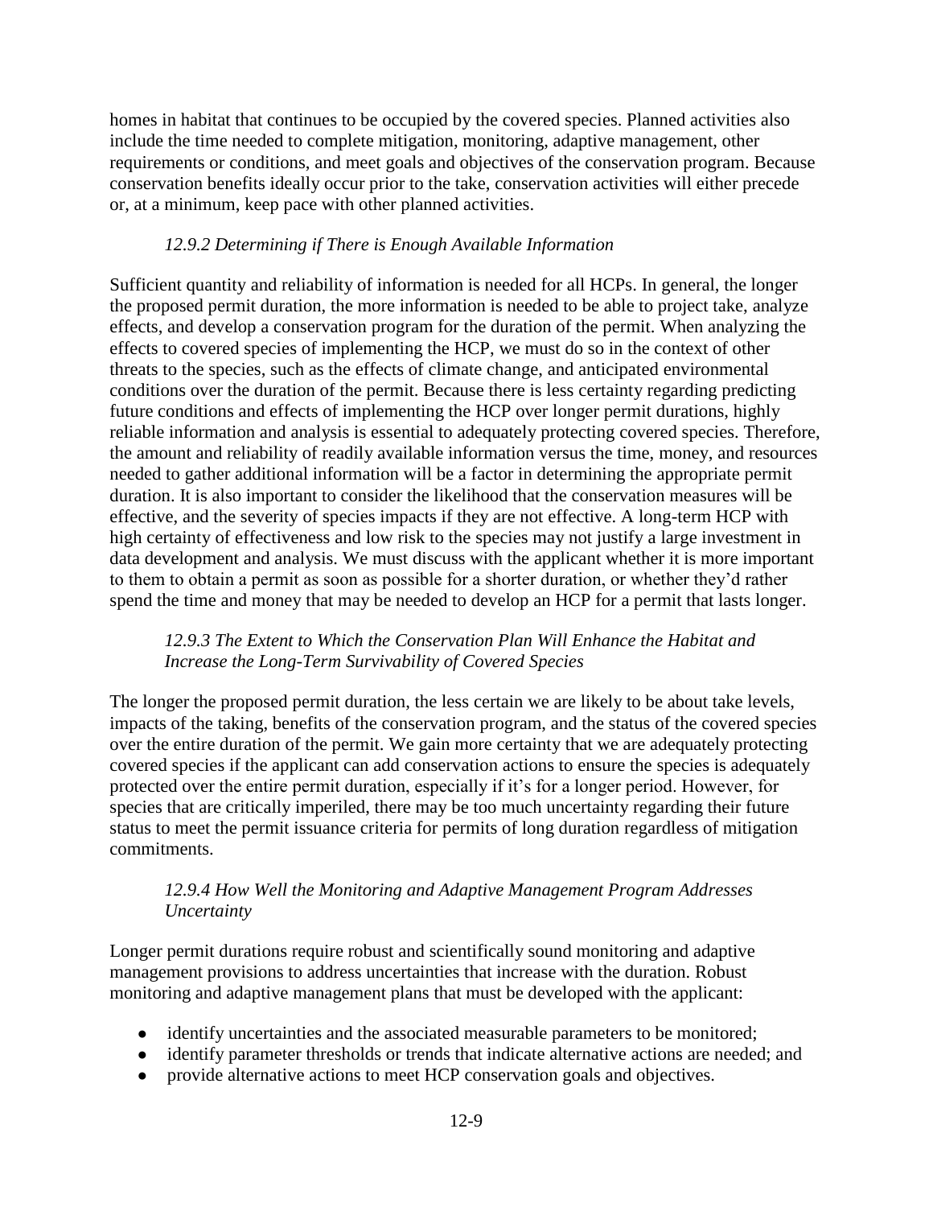homes in habitat that continues to be occupied by the covered species. Planned activities also include the time needed to complete mitigation, monitoring, adaptive management, other requirements or conditions, and meet goals and objectives of the conservation program. Because conservation benefits ideally occur prior to the take, conservation activities will either precede or, at a minimum, keep pace with other planned activities.

### *12.9.2 Determining if There is Enough Available Information*

Sufficient quantity and reliability of information is needed for all HCPs. In general, the longer the proposed permit duration, the more information is needed to be able to project take, analyze effects, and develop a conservation program for the duration of the permit. When analyzing the effects to covered species of implementing the HCP, we must do so in the context of other threats to the species, such as the effects of climate change, and anticipated environmental conditions over the duration of the permit. Because there is less certainty regarding predicting future conditions and effects of implementing the HCP over longer permit durations, highly reliable information and analysis is essential to adequately protecting covered species. Therefore, the amount and reliability of readily available information versus the time, money, and resources needed to gather additional information will be a factor in determining the appropriate permit duration. It is also important to consider the likelihood that the conservation measures will be effective, and the severity of species impacts if they are not effective. A long-term HCP with high certainty of effectiveness and low risk to the species may not justify a large investment in data development and analysis. We must discuss with the applicant whether it is more important to them to obtain a permit as soon as possible for a shorter duration, or whether they'd rather spend the time and money that may be needed to develop an HCP for a permit that lasts longer.

### *12.9.3 The Extent to Which the Conservation Plan Will Enhance the Habitat and Increase the Long-Term Survivability of Covered Species*

The longer the proposed permit duration, the less certain we are likely to be about take levels, impacts of the taking, benefits of the conservation program, and the status of the covered species over the entire duration of the permit. We gain more certainty that we are adequately protecting covered species if the applicant can add conservation actions to ensure the species is adequately protected over the entire permit duration, especially if it's for a longer period. However, for species that are critically imperiled, there may be too much uncertainty regarding their future status to meet the permit issuance criteria for permits of long duration regardless of mitigation commitments.

### *12.9.4 How Well the Monitoring and Adaptive Management Program Addresses Uncertainty*

Longer permit durations require robust and scientifically sound monitoring and adaptive management provisions to address uncertainties that increase with the duration. Robust monitoring and adaptive management plans that must be developed with the applicant:

- identify uncertainties and the associated measurable parameters to be monitored;
- identify parameter thresholds or trends that indicate alternative actions are needed; and
- provide alternative actions to meet HCP conservation goals and objectives.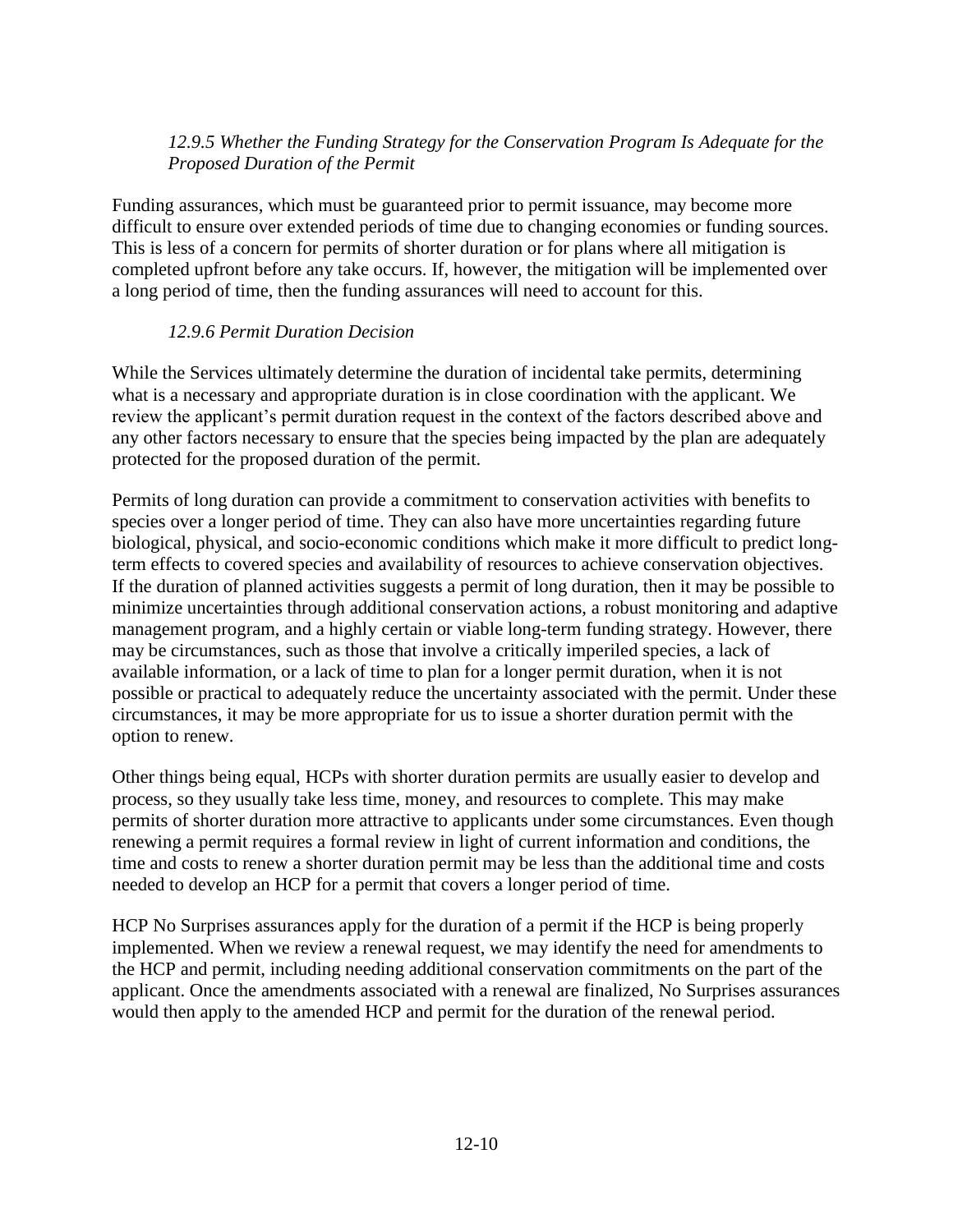### *12.9.5 Whether the Funding Strategy for the Conservation Program Is Adequate for the Proposed Duration of the Permit*

Funding assurances, which must be guaranteed prior to permit issuance, may become more difficult to ensure over extended periods of time due to changing economies or funding sources. This is less of a concern for permits of shorter duration or for plans where all mitigation is completed upfront before any take occurs. If, however, the mitigation will be implemented over a long period of time, then the funding assurances will need to account for this.

### *12.9.6 Permit Duration Decision*

While the Services ultimately determine the duration of incidental take permits, determining what is a necessary and appropriate duration is in close coordination with the applicant. We review the applicant's permit duration request in the context of the factors described above and any other factors necessary to ensure that the species being impacted by the plan are adequately protected for the proposed duration of the permit.

Permits of long duration can provide a commitment to conservation activities with benefits to species over a longer period of time. They can also have more uncertainties regarding future biological, physical, and socio-economic conditions which make it more difficult to predict long-term effects to covered species and availability of resources to achieve conservation objectives. If the duration of planned activities suggests a permit of long duration, then it may be possible to minimize uncertainties through additional conservation actions, a robust monitoring and adaptive management program, and a highly certain or viable long-term funding strategy. However, there may be circumstances, such as those that involve a critically imperiled species, a lack of available information, or a lack of time to plan for a longer permit duration, when it is not possible or practical to adequately reduce the uncertainty associated with the permit. Under these circumstances, it may be more appropriate for us to issue a shorter duration permit with the option to renew.

Other things being equal, HCPs with shorter duration permits are usually easier to develop and process, so they usually take less time, money, and resources to complete. This may make permits of shorter duration more attractive to applicants under some circumstances. Even though renewing a permit requires a formal review in light of current information and conditions, the time and costs to renew a shorter duration permit may be less than the additional time and costs needed to develop an HCP for a permit that covers a longer period of time.

HCP No Surprises assurances apply for the duration of a permit if the HCP is being properly implemented. When we review a renewal request, we may identify the need for amendments to the HCP and permit, including needing additional conservation commitments on the part of the applicant. Once the amendments associated with a renewal are finalized, No Surprises assurances would then apply to the amended HCP and permit for the duration of the renewal period.